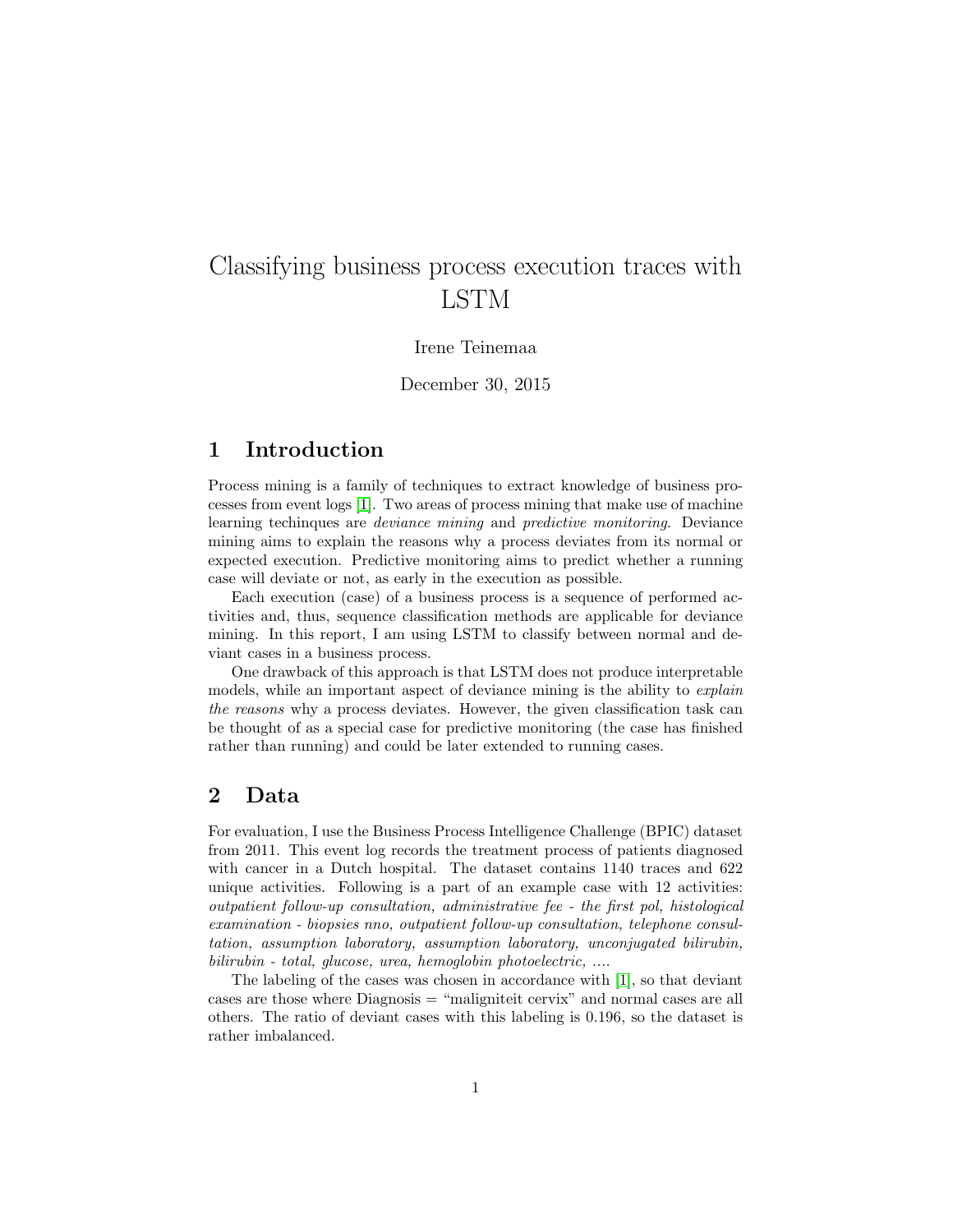# Classifying business process execution traces with LSTM

Irene Teinemaa

December 30, 2015

## 1 Introduction

Process mining is a family of techniques to extract knowledge of business processes from event logs [1]. Two areas of process mining that make use of machine learning techinques are *deviance mining* and *predictive monitoring*. Deviance mining aims to explain the reasons why a process deviates from its normal or expected execution. Predictive monitoring aims to predict whether a running case will deviate or not, as early in the execution as possible.

Each execution (case) of a business process is a sequence of performed activities and, thus, sequence classification methods are applicable for deviance mining. In this report, I am using LSTM to classify between normal and deviant cases in a business process.

One drawback of this approach is that LSTM does not produce interpretable models, while an important aspect of deviance mining is the ability to *explain the reasons* why a process deviates. However, the given classification task can be thought of as a special case for predictive monitoring (the case has finished rather than running) and could be later extended to running cases.

## 2 Data

For evaluation, I use the Business Process Intelligence Challenge (BPIC) dataset from 2011. This event log records the treatment process of patients diagnosed with cancer in a Dutch hospital. The dataset contains 1140 traces and 622 unique activities. Following is a part of an example case with 12 activities: *outpatient follow-up consultation, administrative fee - the first pol, histological examination - biopsies nno, outpatient follow-up consultation, telephone consultation, assumption laboratory, assumption laboratory, unconjugated bilirubin, bilirubin - total, glucose, urea, hemoglobin photoelectric, ...*.

The labeling of the cases was chosen in accordance with [1], so that deviant cases are those where Diagnosis = "maligniteit cervix" and normal cases are all others. The ratio of deviant cases with this labeling is 0.196, so the dataset is rather imbalanced.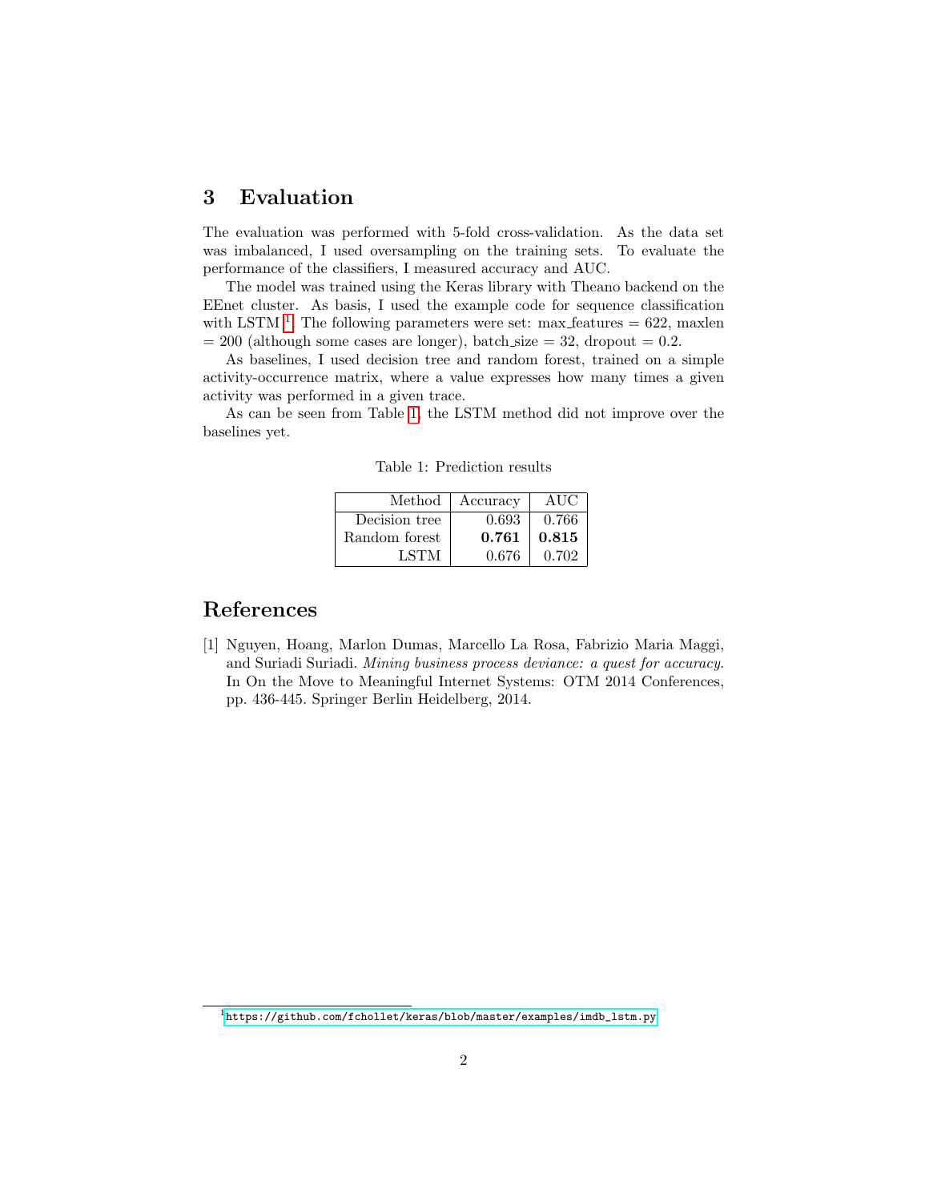# 3 Evaluation

The evaluation was performed with 5-fold cross-validation. As the data set was imbalanced, I used oversampling on the training sets. To evaluate the performance of the classifiers, I measured accuracy and AUC.

The model was trained using the Keras library with Theano backend on the EEnet cluster. As basis, I used the example code for sequence classification with LSTM [1]. The following parameters were set: max_features = 622, maxlen = 200 (although some cases are longer), batch_size = 32, dropout = 0.2.

As baselines, I used decision tree and random forest, trained on a simple activity-occurrence matrix, where a value expresses how many times a given activity was performed in a given trace.

As can be seen from Table 1, the LSTM method did not improve over the baselines yet.

Table 1: Prediction results

| Method | Accuracy | AUC |
|---|---|---|
| Decision tree | 0.693 | 0.766 |
| Random forest | **0.761** | **0.815** |
| LSTM | 0.676 | 0.702 |

## References

[1] Nguyen, Hoang, Marlon Dumas, Marcello La Rosa, Fabrizio Maria Maggi, and Suriadi Suriadi. *Mining business process deviance: a quest for accuracy*. In On the Move to Meaningful Internet Systems: OTM 2014 Conferences, pp. 436-445. Springer Berlin Heidelberg, 2014.

[1] https://github.com/fchollet/keras/blob/master/examples/imdb_lstm.py